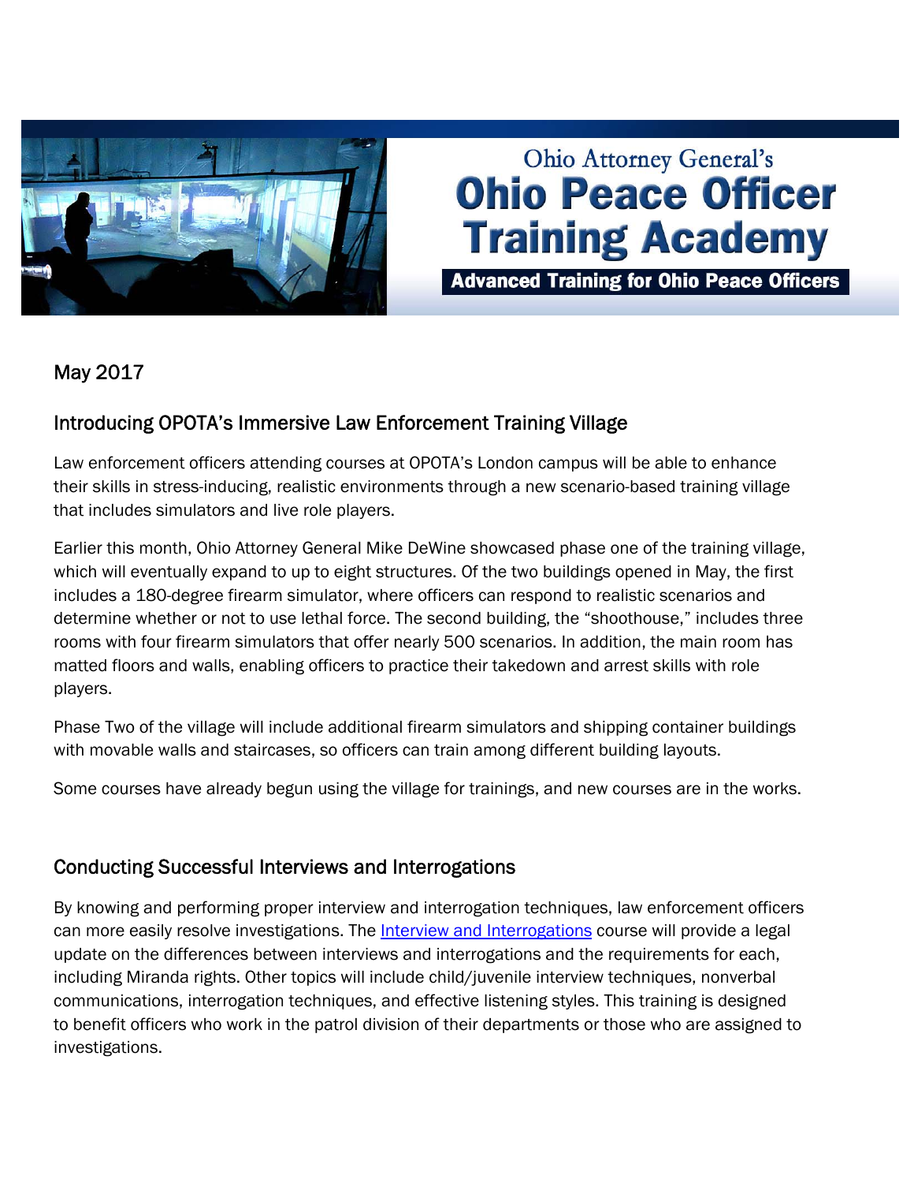Ohio Attorney General's

# Ohio Peace Officer Training Academy

**Advanced Training for Ohio Peace Officers**

May 2017

## Introducing OPOTA's Immersive Law Enforcement Training Village

Law enforcement officers attending courses at OPOTA's London campus will be able to enhance their skills in stress-inducing, realistic environments through a new scenario-based training village that includes simulators and live role players.

Earlier this month, Ohio Attorney General Mike DeWine showcased phase one of the training village, which will eventually expand to up to eight structures. Of the two buildings opened in May, the first includes a 180-degree firearm simulator, where officers can respond to realistic scenarios and determine whether or not to use lethal force. The second building, the "shoothouse," includes three rooms with four firearm simulators that offer nearly 500 scenarios. In addition, the main room has matted floors and walls, enabling officers to practice their takedown and arrest skills with role players.

Phase Two of the village will include additional firearm simulators and shipping container buildings with movable walls and staircases, so officers can train among different building layouts.

Some courses have already begun using the village for trainings, and new courses are in the works.

## Conducting Successful Interviews and Interrogations

By knowing and performing proper interview and interrogation techniques, law enforcement officers can more easily resolve investigations. The Interview and Interrogations course will provide a legal update on the differences between interviews and interrogations and the requirements for each, including Miranda rights. Other topics will include child/juvenile interview techniques, nonverbal communications, interrogation techniques, and effective listening styles. This training is designed to benefit officers who work in the patrol division of their departments or those who are assigned to investigations.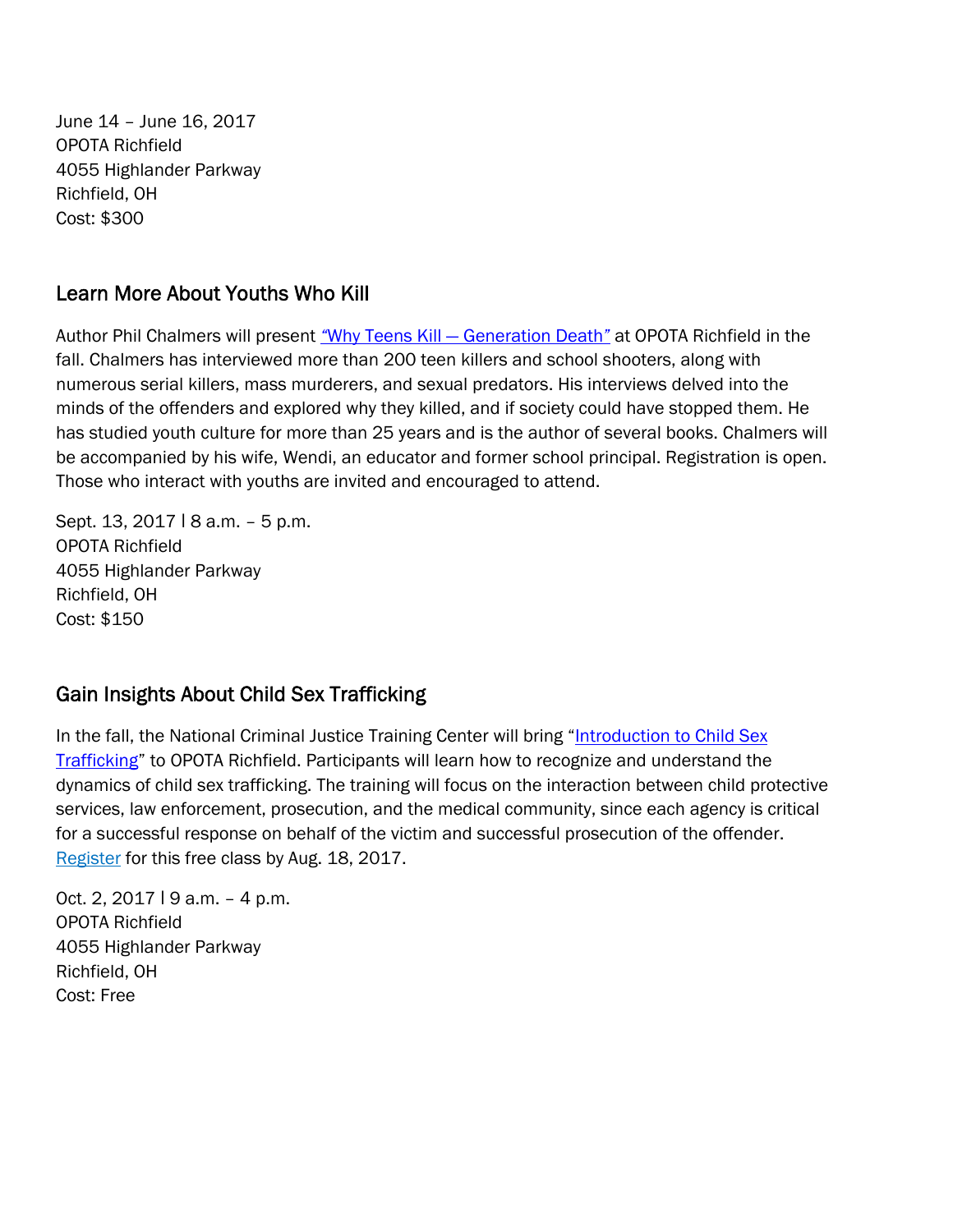June 14 – June 16, 2017
OPOTA Richfield
4055 Highlander Parkway
Richfield, OH
Cost: $300

## Learn More About Youths Who Kill

Author Phil Chalmers will present *"Why Teens Kill — Generation Death"* at OPOTA Richfield in the fall. Chalmers has interviewed more than 200 teen killers and school shooters, along with numerous serial killers, mass murderers, and sexual predators. His interviews delved into the minds of the offenders and explored why they killed, and if society could have stopped them. He has studied youth culture for more than 25 years and is the author of several books. Chalmers will be accompanied by his wife, Wendi, an educator and former school principal. Registration is open. Those who interact with youths are invited and encouraged to attend.

Sept. 13, 2017 | 8 a.m. – 5 p.m.
OPOTA Richfield
4055 Highlander Parkway
Richfield, OH
Cost: $150

## Gain Insights About Child Sex Trafficking

In the fall, the National Criminal Justice Training Center will bring "Introduction to Child Sex Trafficking" to OPOTA Richfield. Participants will learn how to recognize and understand the dynamics of child sex trafficking. The training will focus on the interaction between child protective services, law enforcement, prosecution, and the medical community, since each agency is critical for a successful response on behalf of the victim and successful prosecution of the offender. Register for this free class by Aug. 18, 2017.

Oct. 2, 2017 | 9 a.m. – 4 p.m.
OPOTA Richfield
4055 Highlander Parkway
Richfield, OH
Cost: Free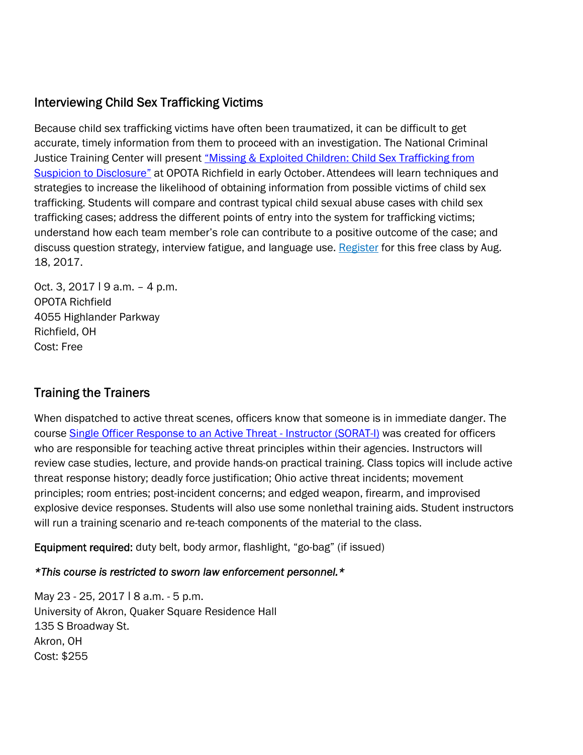## Interviewing Child Sex Trafficking Victims

Because child sex trafficking victims have often been traumatized, it can be difficult to get accurate, timely information from them to proceed with an investigation. The National Criminal Justice Training Center will present "Missing & Exploited Children: Child Sex Trafficking from Suspicion to Disclosure" at OPOTA Richfield in early October. Attendees will learn techniques and strategies to increase the likelihood of obtaining information from possible victims of child sex trafficking. Students will compare and contrast typical child sexual abuse cases with child sex trafficking cases; address the different points of entry into the system for trafficking victims; understand how each team member's role can contribute to a positive outcome of the case; and discuss question strategy, interview fatigue, and language use. Register for this free class by Aug. 18, 2017.

Oct. 3, 2017 | 9 a.m. – 4 p.m.
OPOTA Richfield
4055 Highlander Parkway
Richfield, OH
Cost: Free

## Training the Trainers

When dispatched to active threat scenes, officers know that someone is in immediate danger. The course Single Officer Response to an Active Threat - Instructor (SORAT-I) was created for officers who are responsible for teaching active threat principles within their agencies. Instructors will review case studies, lecture, and provide hands-on practical training. Class topics will include active threat response history; deadly force justification; Ohio active threat incidents; movement principles; room entries; post-incident concerns; and edged weapon, firearm, and improvised explosive device responses. Students will also use some nonlethal training aids. Student instructors will run a training scenario and re-teach components of the material to the class.

**Equipment required:** duty belt, body armor, flashlight, "go-bag" (if issued)

***This course is restricted to sworn law enforcement personnel.***

May 23 - 25, 2017 | 8 a.m. - 5 p.m.
University of Akron, Quaker Square Residence Hall
135 S Broadway St.
Akron, OH
Cost: $255